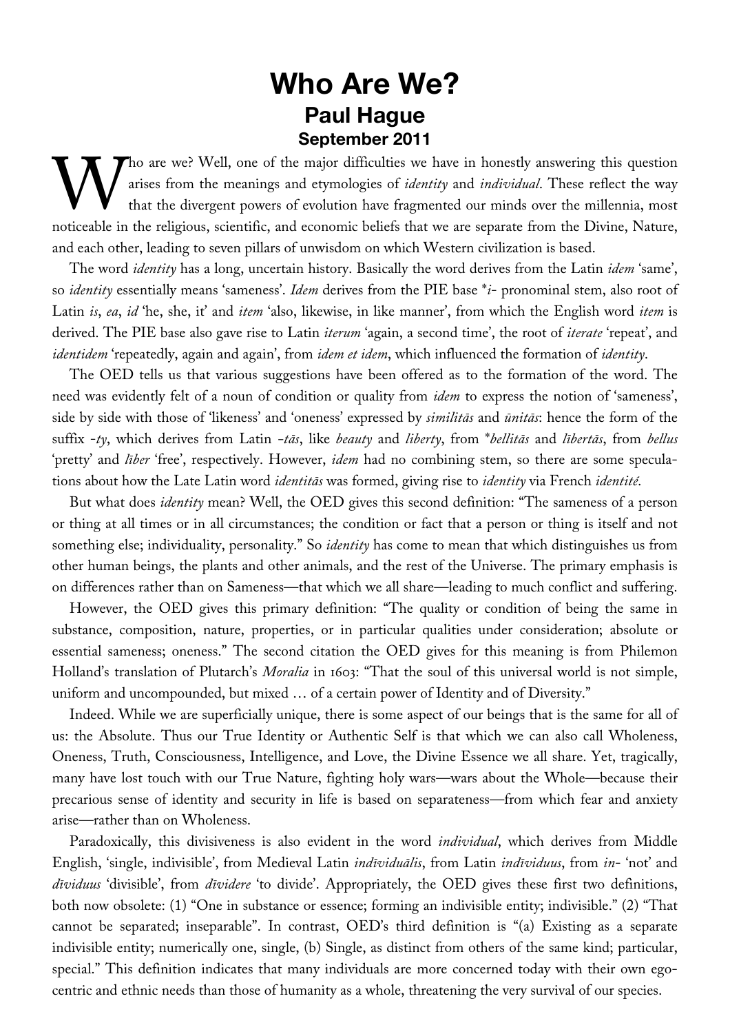# Who Are We?

## Paul Hague

### September 2011

Who are we? Well, one of the major difficulties we have in honestly answering this question arises from the meanings and etymologies of *identity* and *individual*. These reflect the way that the divergent powers of evolution have fragmented our minds over the millennia, most noticeable in the religious, scientific, and economic beliefs that we are separate from the Divine, Nature, and each other, leading to seven pillars of unwisdom on which Western civilization is based.

The word *identity* has a long, uncertain history. Basically the word derives from the Latin *idem* 'same', so *identity* essentially means 'sameness'. *Idem* derives from the PIE base **i-* pronominal stem, also root of Latin *is*, *ea*, *id* 'he, she, it' and *item* 'also, likewise, in like manner', from which the English word *item* is derived. The PIE base also gave rise to Latin *iterum* 'again, a second time', the root of *iterate* 'repeat', and *identidem* 'repeatedly, again and again', from *idem et idem*, which influenced the formation of *identity*.

The OED tells us that various suggestions have been offered as to the formation of the word. The need was evidently felt of a noun of condition or quality from *idem* to express the notion of 'sameness', side by side with those of 'likeness' and 'oneness' expressed by *similitās* and *ūnitās*: hence the form of the suffix *-ty*, which derives from Latin *-tās*, like *beauty* and *liberty*, from **bellitās* and *lībertās*, from *bellus* 'pretty' and *līber* 'free', respectively. However, *idem* had no combining stem, so there are some speculations about how the Late Latin word *identitās* was formed, giving rise to *identity* via French *identité*.

But what does *identity* mean? Well, the OED gives this second definition: "The sameness of a person or thing at all times or in all circumstances; the condition or fact that a person or thing is itself and not something else; individuality, personality." So *identity* has come to mean that which distinguishes us from other human beings, the plants and other animals, and the rest of the Universe. The primary emphasis is on differences rather than on Sameness—that which we all share—leading to much conflict and suffering.

However, the OED gives this primary definition: "The quality or condition of being the same in substance, composition, nature, properties, or in particular qualities under consideration; absolute or essential sameness; oneness." The second citation the OED gives for this meaning is from Philemon Holland's translation of Plutarch's *Moralia* in 1603: "That the soul of this universal world is not simple, uniform and uncompounded, but mixed … of a certain power of Identity and of Diversity."

Indeed. While we are superficially unique, there is some aspect of our beings that is the same for all of us: the Absolute. Thus our True Identity or Authentic Self is that which we can also call Wholeness, Oneness, Truth, Consciousness, Intelligence, and Love, the Divine Essence we all share. Yet, tragically, many have lost touch with our True Nature, fighting holy wars—wars about the Whole—because their precarious sense of identity and security in life is based on separateness—from which fear and anxiety arise—rather than on Wholeness.

Paradoxically, this divisiveness is also evident in the word *individual*, which derives from Middle English, 'single, indivisible', from Medieval Latin *indīviduālis*, from Latin *indīviduus*, from *in-* 'not' and *dīviduus* 'divisible', from *dīvidere* 'to divide'. Appropriately, the OED gives these first two definitions, both now obsolete: (1) "One in substance or essence; forming an indivisible entity; indivisible." (2) "That cannot be separated; inseparable". In contrast, OED's third definition is "(a) Existing as a separate indivisible entity; numerically one, single, (b) Single, as distinct from others of the same kind; particular, special." This definition indicates that many individuals are more concerned today with their own egocentric and ethnic needs than those of humanity as a whole, threatening the very survival of our species.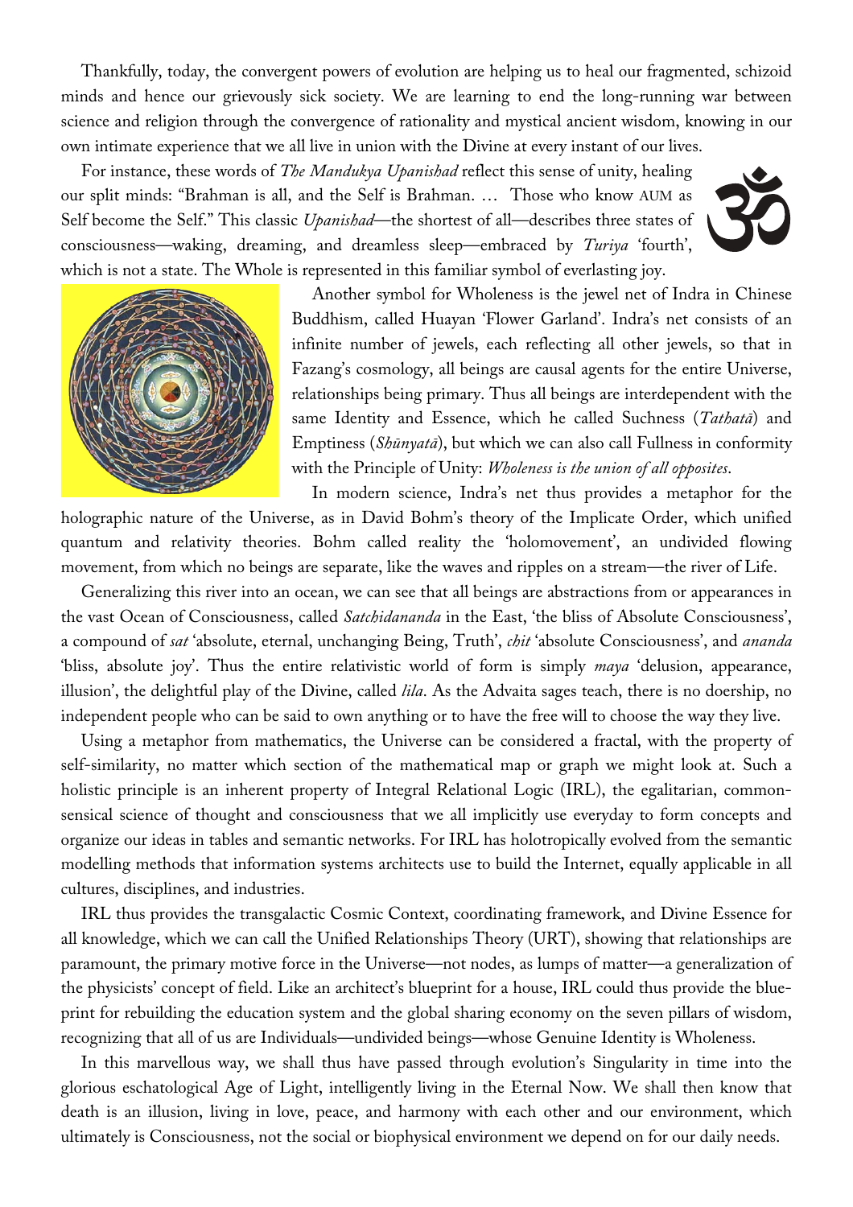Thankfully, today, the convergent powers of evolution are helping us to heal our fragmented, schizoid minds and hence our grievously sick society. We are learning to end the long-running war between science and religion through the convergence of rationality and mystical ancient wisdom, knowing in our own intimate experience that we all live in union with the Divine at every instant of our lives.

For instance, these words of *The Mandukya Upanishad* reflect this sense of unity, healing our split minds: "Brahman is all, and the Self is Brahman. … Those who know AUM as Self become the Self." This classic *Upanishad*—the shortest of all—describes three states of consciousness—waking, dreaming, and dreamless sleep—embraced by *Turiya* 'fourth', which is not a state. The Whole is represented in this familiar symbol of everlasting joy.

Another symbol for Wholeness is the jewel net of Indra in Chinese Buddhism, called Huayan 'Flower Garland'. Indra's net consists of an infinite number of jewels, each reflecting all other jewels, so that in Fazang's cosmology, all beings are causal agents for the entire Universe, relationships being primary. Thus all beings are interdependent with the same Identity and Essence, which he called Suchness (*Tathatā*) and Emptiness (*Shūnyatā*), but which we can also call Fullness in conformity with the Principle of Unity: *Wholeness is the union of all opposites*.

In modern science, Indra's net thus provides a metaphor for the holographic nature of the Universe, as in David Bohm's theory of the Implicate Order, which unified quantum and relativity theories. Bohm called reality the 'holomovement', an undivided flowing movement, from which no beings are separate, like the waves and ripples on a stream—the river of Life.

Generalizing this river into an ocean, we can see that all beings are abstractions from or appearances in the vast Ocean of Consciousness, called *Satchidananda* in the East, 'the bliss of Absolute Consciousness', a compound of *sat* 'absolute, eternal, unchanging Being, Truth', *chit* 'absolute Consciousness', and *ananda* 'bliss, absolute joy'. Thus the entire relativistic world of form is simply *maya* 'delusion, appearance, illusion', the delightful play of the Divine, called *lila*. As the Advaita sages teach, there is no doership, no independent people who can be said to own anything or to have the free will to choose the way they live.

Using a metaphor from mathematics, the Universe can be considered a fractal, with the property of self-similarity, no matter which section of the mathematical map or graph we might look at. Such a holistic principle is an inherent property of Integral Relational Logic (IRL), the egalitarian, common-sensical science of thought and consciousness that we all implicitly use everyday to form concepts and organize our ideas in tables and semantic networks. For IRL has holotropically evolved from the semantic modelling methods that information systems architects use to build the Internet, equally applicable in all cultures, disciplines, and industries.

IRL thus provides the transgalactic Cosmic Context, coordinating framework, and Divine Essence for all knowledge, which we can call the Unified Relationships Theory (URT), showing that relationships are paramount, the primary motive force in the Universe—not nodes, as lumps of matter—a generalization of the physicists' concept of field. Like an architect's blueprint for a house, IRL could thus provide the blueprint for rebuilding the education system and the global sharing economy on the seven pillars of wisdom, recognizing that all of us are Individuals—undivided beings—whose Genuine Identity is Wholeness.

In this marvellous way, we shall thus have passed through evolution's Singularity in time into the glorious eschatological Age of Light, intelligently living in the Eternal Now. We shall then know that death is an illusion, living in love, peace, and harmony with each other and our environment, which ultimately is Consciousness, not the social or biophysical environment we depend on for our daily needs.